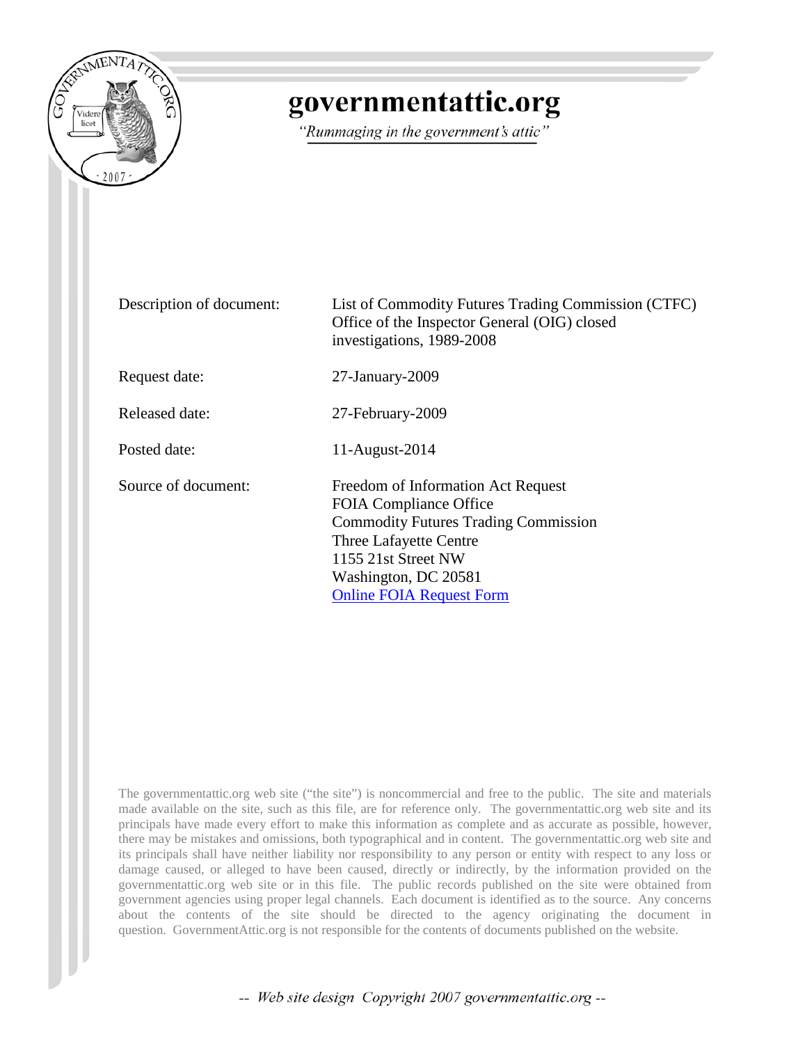# governmentattic.org

*"Rummaging in the government's attic"*

| | |
|---|---|
| Description of document: | List of Commodity Futures Trading Commission (CTFC) Office of the Inspector General (OIG) closed investigations, 1989-2008 |
| Request date: | 27-January-2009 |
| Released date: | 27-February-2009 |
| Posted date: | 11-August-2014 |
| Source of document: | Freedom of Information Act Request<br>FOIA Compliance Office<br>Commodity Futures Trading Commission<br>Three Lafayette Centre<br>1155 21st Street NW<br>Washington, DC 20581<br>[Online FOIA Request Form] |

The governmentattic.org web site ("the site") is noncommercial and free to the public. The site and materials made available on the site, such as this file, are for reference only. The governmentattic.org web site and its principals have made every effort to make this information as complete and as accurate as possible, however, there may be mistakes and omissions, both typographical and in content. The governmentattic.org web site and its principals shall have neither liability nor responsibility to any person or entity with respect to any loss or damage caused, or alleged to have been caused, directly or indirectly, by the information provided on the governmentattic.org web site or in this file. The public records published on the site were obtained from government agencies using proper legal channels. Each document is identified as to the source. Any concerns about the contents of the site should be directed to the agency originating the document in question. GovernmentAttic.org is not responsible for the contents of documents published on the website.

*-- Web site design Copyright 2007 governmentattic.org --*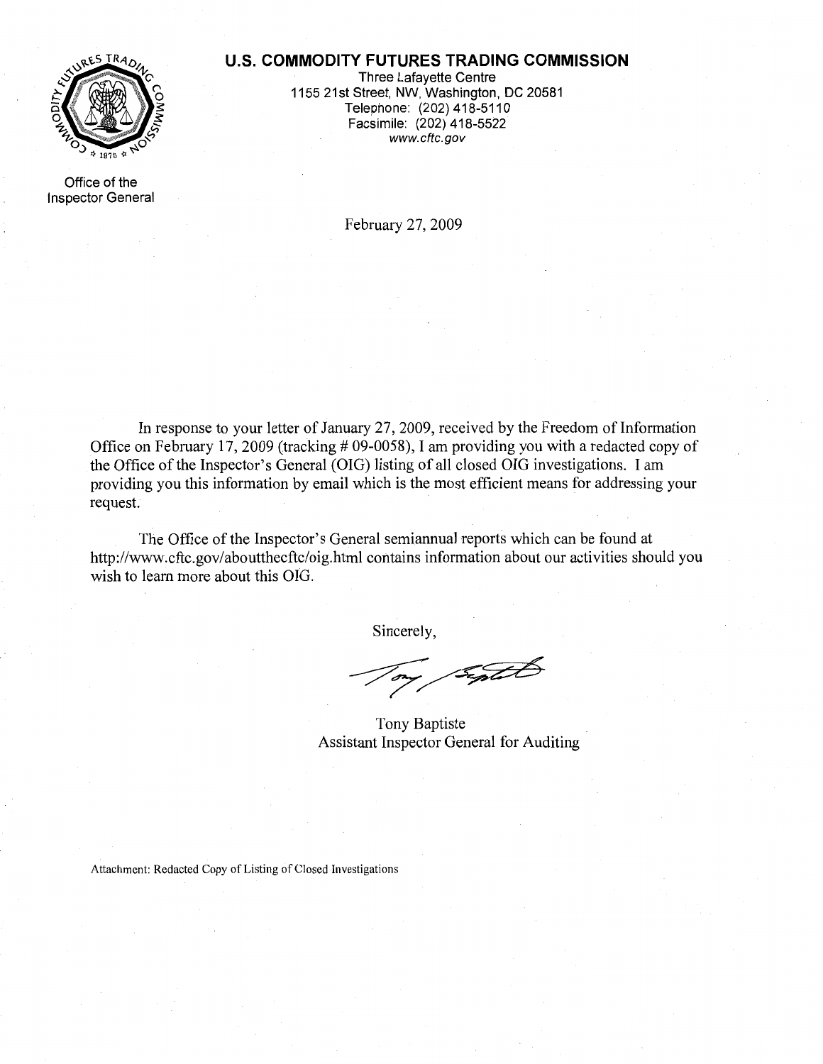**U.S. COMMODITY FUTURES TRADING COMMISSION**

Three Lafayette Centre
1155 21st Street, NW, Washington, DC 20581
Telephone: (202) 418-5110
Facsimile: (202) 418-5522
*www.cftc.gov*

Office of the Inspector General

February 27, 2009

In response to your letter of January 27, 2009, received by the Freedom of Information Office on February 17, 2009 (tracking # 09-0058), I am providing you with a redacted copy of the Office of the Inspector's General (OIG) listing of all closed OIG investigations. I am providing you this information by email which is the most efficient means for addressing your request.

The Office of the Inspector's General semiannual reports which can be found at http://www.cftc.gov/aboutthecftc/oig.html contains information about our activities should you wish to learn more about this OIG.

Sincerely,

Tony Baptiste
Assistant Inspector General for Auditing

Attachment: Redacted Copy of Listing of Closed Investigations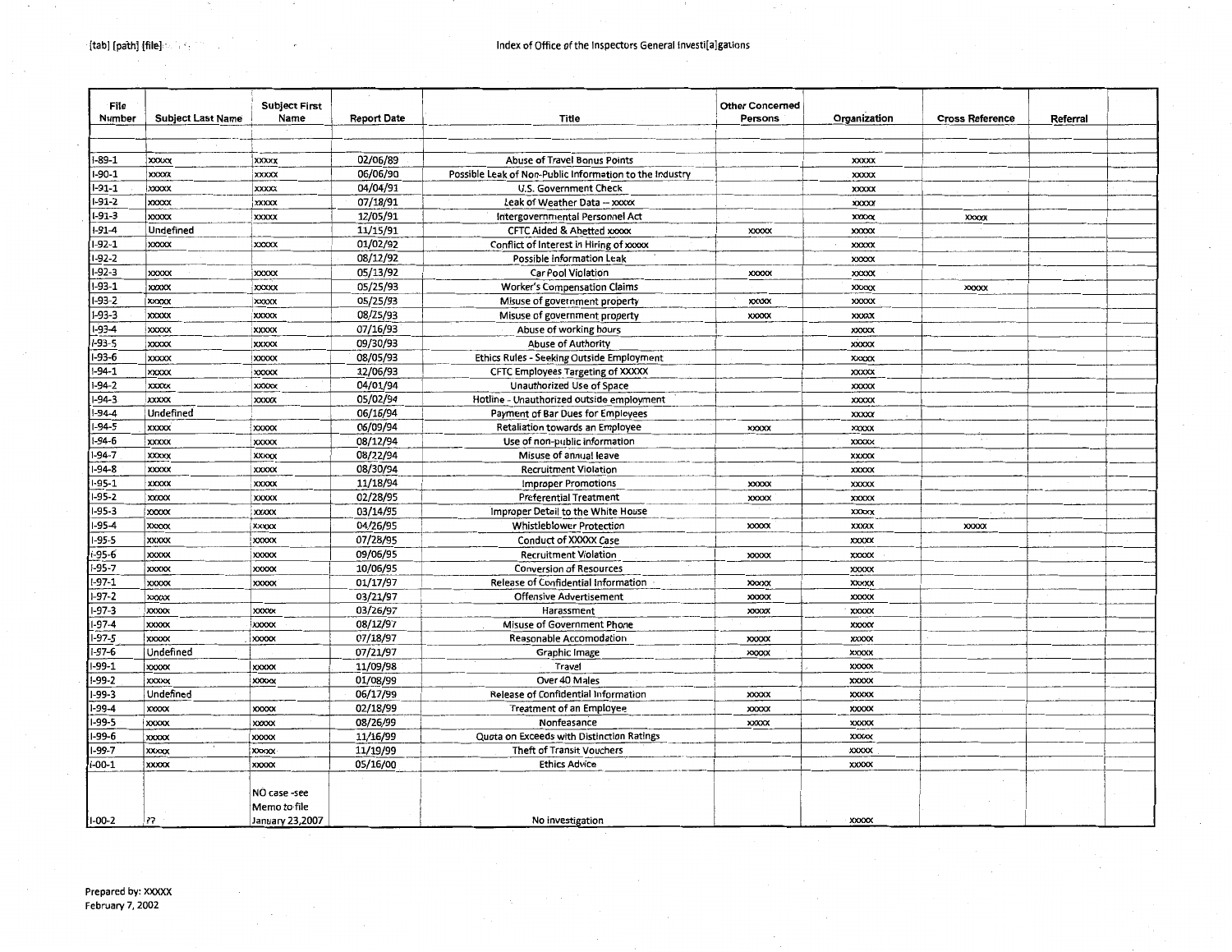[tab] [path] [file]

# Index of Office of the Inspectors General Investi[a]gations

| File Number | Subject Last Name | Subject First Name | Report Date | Title | Other Concerned Persons | Organization | Cross Reference | Referral |
|---|---|---|---|---|---|---|---|---|
| I-89-1 | xxxxx | xxxxx | 02/06/89 | Abuse of Travel Bonus Points | | xxxxx | | |
| I-90-1 | xxxxx | xxxxx | 06/06/90 | Possible Leak of Non-Public Information to the Industry | | xxxxx | | |
| I-91-1 | xxxxx | xxxxx | 04/04/91 | U.S. Government Check | | xxxxx | | |
| I-91-2 | xxxxx | xxxxx | 07/18/91 | Leak of Weather Data -- xxxxx | | xxxxx | | |
| I-91-3 | xxxxx | xxxxx | 12/05/91 | Intergovernmental Personnel Act | | xxxxx | xxxxx | |
| I-91-4 | Undefined | | 11/15/91 | CFTC Aided & Abetted xxxxx | xxxxx | xxxxx | | |
| I-92-1 | xxxxx | xxxxx | 01/02/92 | Conflict of Interest in Hiring of xxxxx | | xxxxx | | |
| I-92-2 | | | 08/12/92 | Possible Information Leak | | xxxxx | | |
| I-92-3 | xxxxx | xxxxx | 05/13/92 | Car Pool Violation | xxxxx | xxxxx | | |
| I-93-1 | xxxxx | xxxxx | 05/25/93 | Worker's Compensation Claims | | xxxxx | xxxxx | |
| I-93-2 | xxxxx | xxxxx | 05/25/93 | Misuse of government property | xxxxx | xxxxx | | |
| I-93-3 | xxxxx | xxxxx | 08/25/93 | Misuse of government property | xxxxx | xxxxx | | |
| I-93-4 | xxxxx | xxxxx | 07/16/93 | Abuse of working hours | | xxxxx | | |
| I-93-5 | xxxxx | xxxxx | 09/30/93 | Abuse of Authority | | xxxxx | | |
| I-93-6 | xxxxx | xxxxx | 08/05/93 | Ethics Rules - Seeking Outside Employment | | xxxxx | | |
| I-94-1 | xxxxx | xxxxx | 12/06/93 | CFTC Employees Targeting of XXXXX | | xxxxx | | |
| I-94-2 | xxxxx | xxxxx | 04/01/94 | Unauthorized Use of Space | | xxxxx | | |
| I-94-3 | xxxxx | xxxxx | 05/02/94 | Hotline - Unauthorized outside employment | | xxxxx | | |
| I-94-4 | Undefined | | 06/16/94 | Payment of Bar Dues for Employees | | xxxxx | | |
| I-94-5 | xxxxx | xxxxx | 06/09/94 | Retaliation towards an Employee | xxxxx | xxxxx | | |
| I-94-6 | xxxxx | xxxxx | 08/12/94 | Use of non-public information | | xxxxx | | |
| I-94-7 | xxxxx | xxxxx | 08/22/94 | Misuse of annual leave | | xxxxx | | |
| I-94-8 | xxxxx | xxxxx | 08/30/94 | Recruitment Violation | | xxxxx | | |
| I-95-1 | xxxxx | xxxxx | 11/18/94 | Improper Promotions | xxxxx | xxxxx | | |
| I-95-2 | xxxxx | xxxxx | 02/28/95 | Preferential Treatment | xxxxx | xxxxx | | |
| I-95-3 | xxxxx | xxxxx | 03/14/95 | Improper Detail to the White House | | xxxxx | | |
| I-95-4 | xxxxx | xxxxx | 04/26/95 | Whistleblower Protection | xxxxx | xxxxx | xxxxx | |
| I-95-5 | xxxxx | xxxxx | 07/28/95 | Conduct of XXXXX Case | | xxxxx | | |
| I-95-6 | xxxxx | xxxxx | 09/06/95 | Recruitment Violation | xxxxx | xxxxx | | |
| I-95-7 | xxxxx | xxxxx | 10/06/95 | Conversion of Resources | | xxxxx | | |
| I-97-1 | xxxxx | xxxxx | 01/17/97 | Release of Confidential Information | xxxxx | xxxxx | | |
| I-97-2 | xxxxx | | 03/21/97 | Offensive Advertisement | xxxxx | xxxxx | | |
| I-97-3 | xxxxx | xxxxx | 03/26/97 | Harassment | xxxxx | xxxxx | | |
| I-97-4 | xxxxx | xxxxx | 08/12/97 | Misuse of Government Phone | | xxxxx | | |
| I-97-5 | xxxxx | xxxxx | 07/18/97 | Reasonable Accomodation | xxxxx | xxxxx | | |
| I-97-6 | Undefined | | 07/21/97 | Graphic Image | xxxxx | xxxxx | | |
| I-99-1 | xxxxx | xxxxx | 11/09/98 | Travel | | xxxxx | | |
| I-99-2 | xxxxx | xxxxx | 01/08/99 | Over 40 Males | | xxxxx | | |
| I-99-3 | Undefined | | 06/17/99 | Release of Confidential Information | xxxxx | xxxxx | | |
| I-99-4 | xxxxx | xxxxx | 02/18/99 | Treatment of an Employee | xxxxx | xxxxx | | |
| I-99-5 | xxxxx | xxxxx | 08/26/99 | Nonfeasance | xxxxx | xxxxx | | |
| I-99-6 | xxxxx | xxxxx | 11/16/99 | Quota on Exceeds with Distinction Ratings | | xxxxx | | |
| I-99-7 | xxxxx | xxxxx | 11/19/99 | Theft of Transit Vouchers | | xxxxx | | |
| I-00-1 | xxxxx | xxxxx | 05/16/00 | Ethics Advice | | xxxxx | | |
| I-00-2 | ?? | NO case -see Memo to file January 23,2007 | | No investigation | | xxxxx | | |

Prepared by: XXXXX
February 7, 2002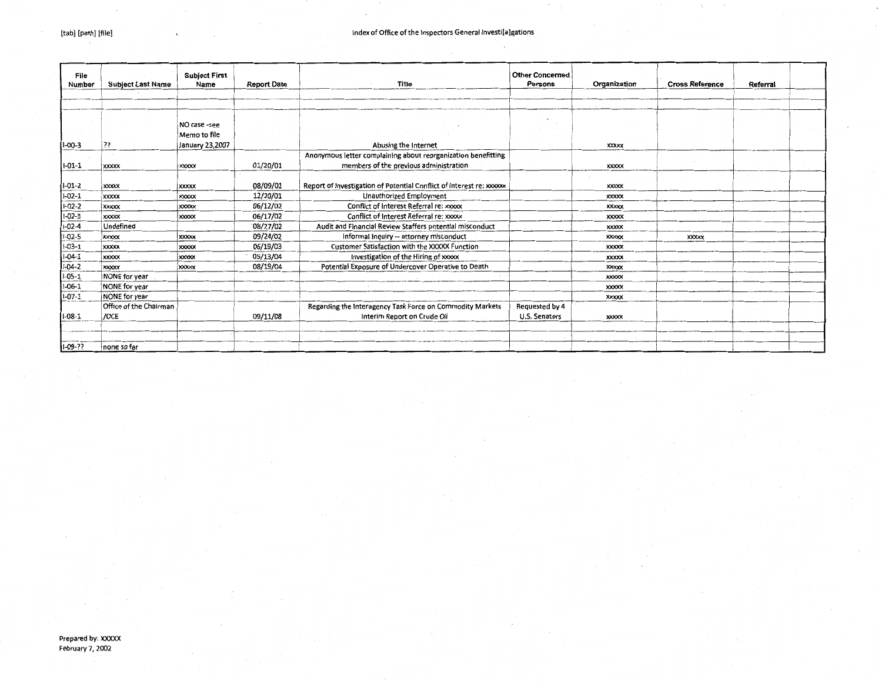[tab] [path] [file]

# Index of Office of the Inspectors General Investi[a]gations

| File Number | Subject Last Name | Subject First Name | Report Date | Title | Other Concerned Persons | Organization | Cross Reference | Referral | |
|---|---|---|---|---|---|---|---|---|---|
| | | | | | | | | | |
| I-00-3 | ?? | NO case -see Memo to file January 23,2007 | | Abusing the Internet | | xxxxx | | | |
| I-01-1 | xxxxx | xxxxx | 01/20/01 | Anonymous letter complaining about reorganization benefitting members of the previous administration | | xxxxx | | | |
| I-01-2 | xxxxx | xxxxx | 08/09/01 | Report of Investigation of Potential Conflict of Interest re: xxxxxx | | xxxxx | | | |
| I-02-1 | xxxxx | xxxxx | 12/20/01 | Unauthorized Employment | | xxxxx | | | |
| I-02-2 | xxxxx | xxxxx | 06/12/02 | Conflict of Interest Referral re: xxxxx | | xxxxx | | | |
| I-02-3 | xxxxx | xxxxx | 06/17/02 | Conflict of Interest Referral re: xxxxx | | xxxxx | | | |
| I-02-4 | Undefined | | 08/27/02 | Audit and Financial Review Staffers potential misconduct | | xxxxx | | | |
| I-02-5 | xxxxx | xxxxx | 09/24/02 | Informal Inquiry -- attorney misconduct | | xxxxx | xxxxx | | |
| I-03-1 | xxxxx | xxxxx | 06/19/03 | Customer Satisfaction with the XXXXX Function | | xxxxx | | | |
| I-04-1 | xxxxx | xxxxx | 05/13/04 | Investigation of the Hiring of xxxxx | | xxxxx | | | |
| I-04-2 | xxxxx | xxxxx | 08/19/04 | Potential Exposure of Undercover Operative to Death | | xxxxx | | | |
| I-05-1 | NONE for year | | | | | xxxxx | | | |
| I-06-1 | NONE for year | | | | | xxxxx | | | |
| I-07-1 | NONE for year | | | | | xxxxx | | | |
| I-08-1 | Office of the Chairman /OCE | | 09/11/08 | Regarding the Interagency Task Force on Commodity Markets Interim Report on Crude Oil | Requested by 4 U.S. Senators | xxxxx | | | |
| | | | | | | | | | |
| I-09-?? | none so far | | | | | | | | |

Prepared by: XXXXX
February 7, 2002